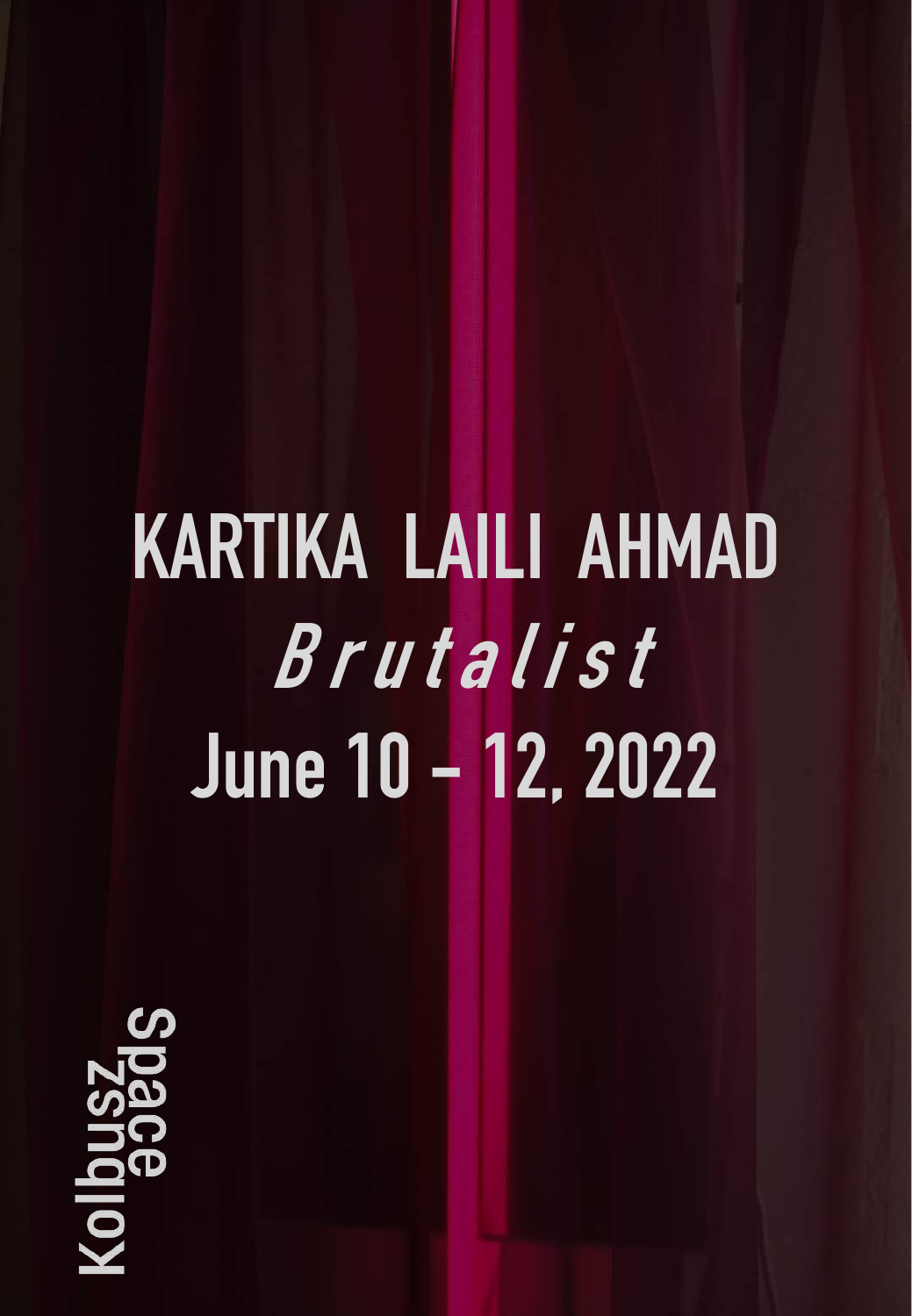# KARTIKA LAILI AHMAD

## *Brutalist*

## June 10 – 12, 2022

Kolbusz space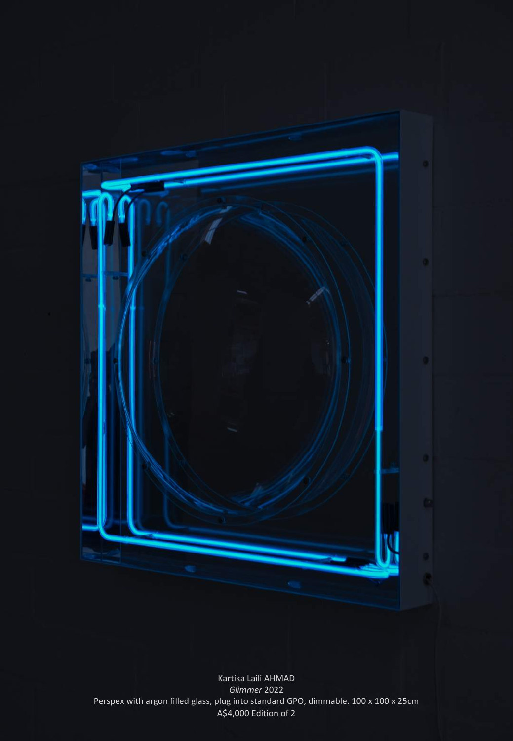Kartika Laili AHMAD

*Glimmer* 2022

Perspex with argon filled glass, plug into standard GPO, dimmable. 100 x 100 x 25cm

A$4,000 Edition of 2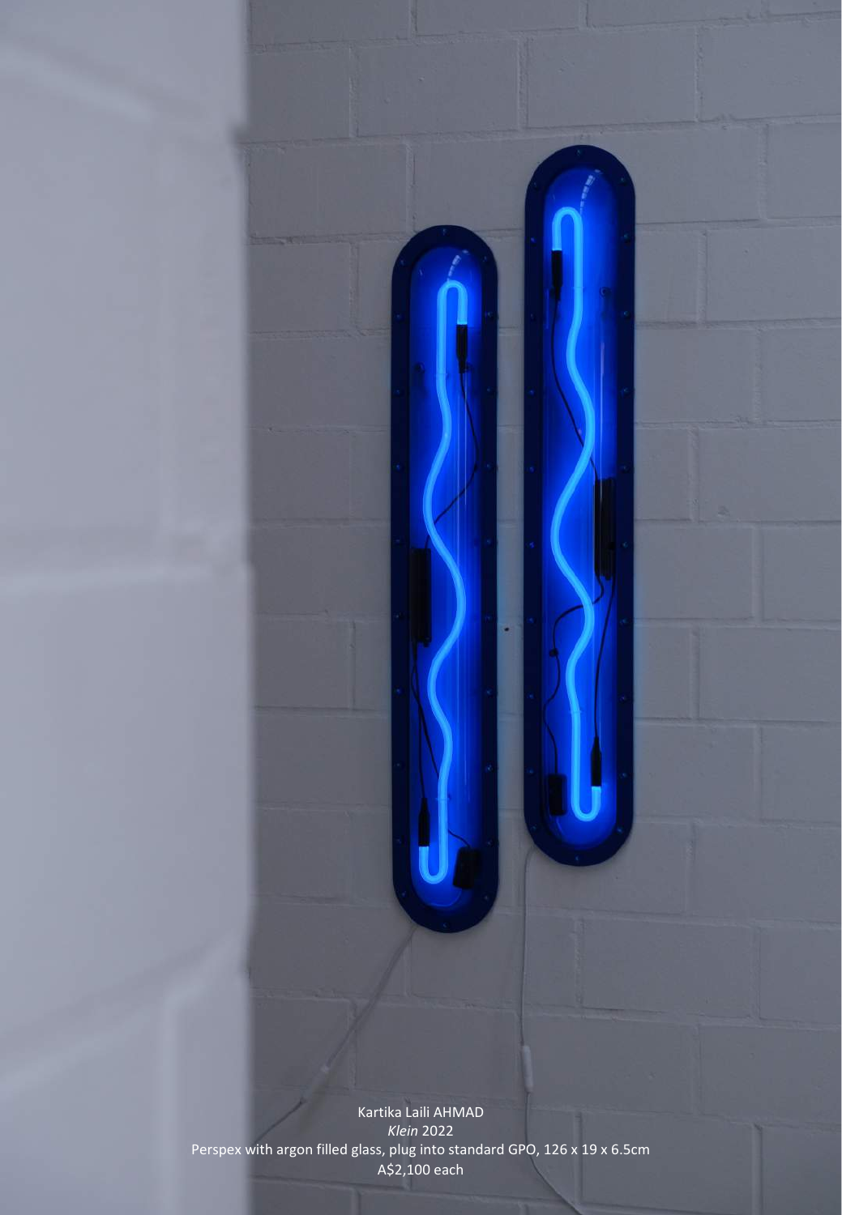Kartika Laili AHMAD

*Klein* 2022

Perspex with argon filled glass, plug into standard GPO, 126 x 19 x 6.5cm

A$2,100 each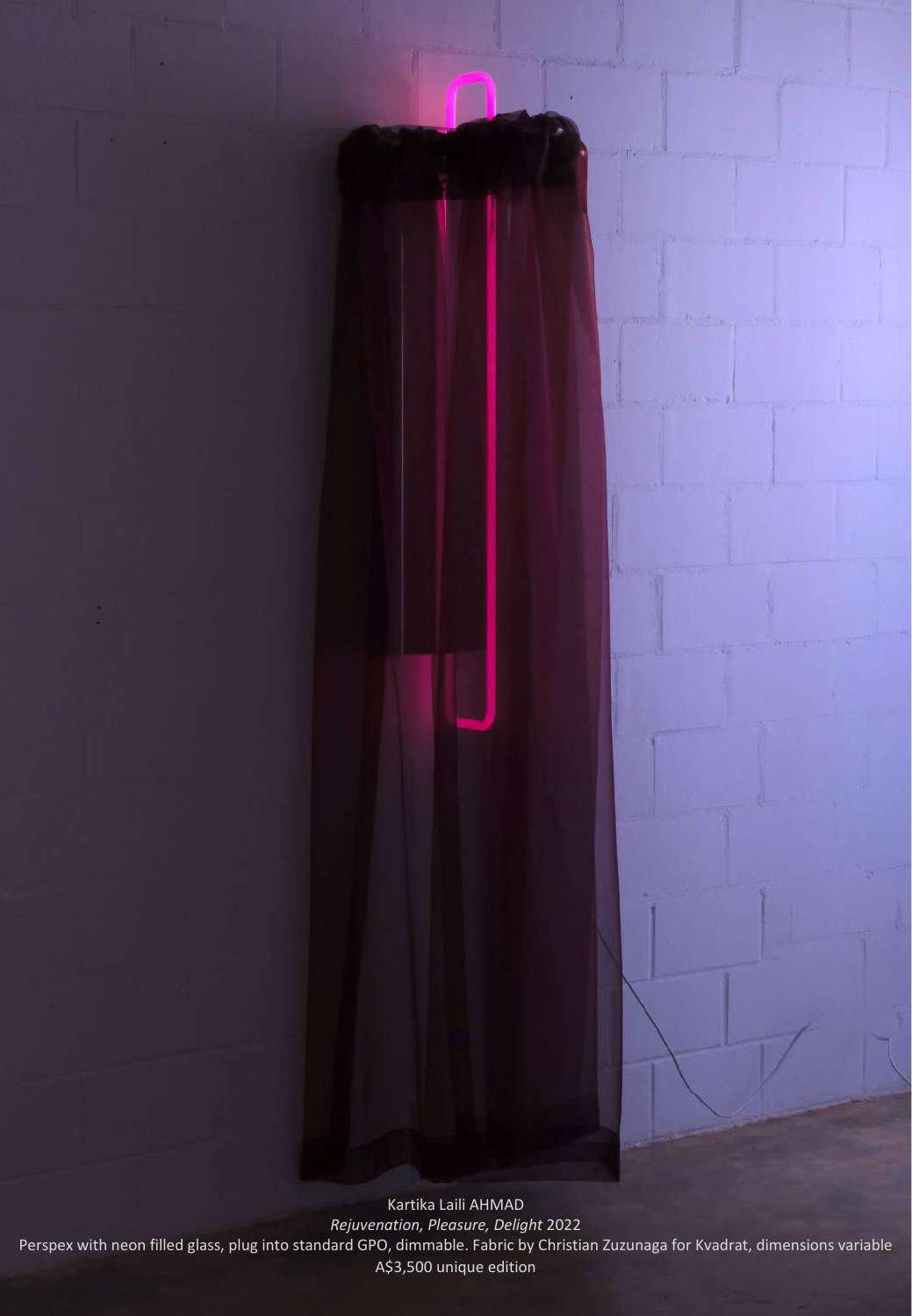Kartika Laili AHMAD

*Rejuvenation, Pleasure, Delight* 2022

Perspex with neon filled glass, plug into standard GPO, dimmable. Fabric by Christian Zuzunaga for Kvadrat, dimensions variable

A$3,500 unique edition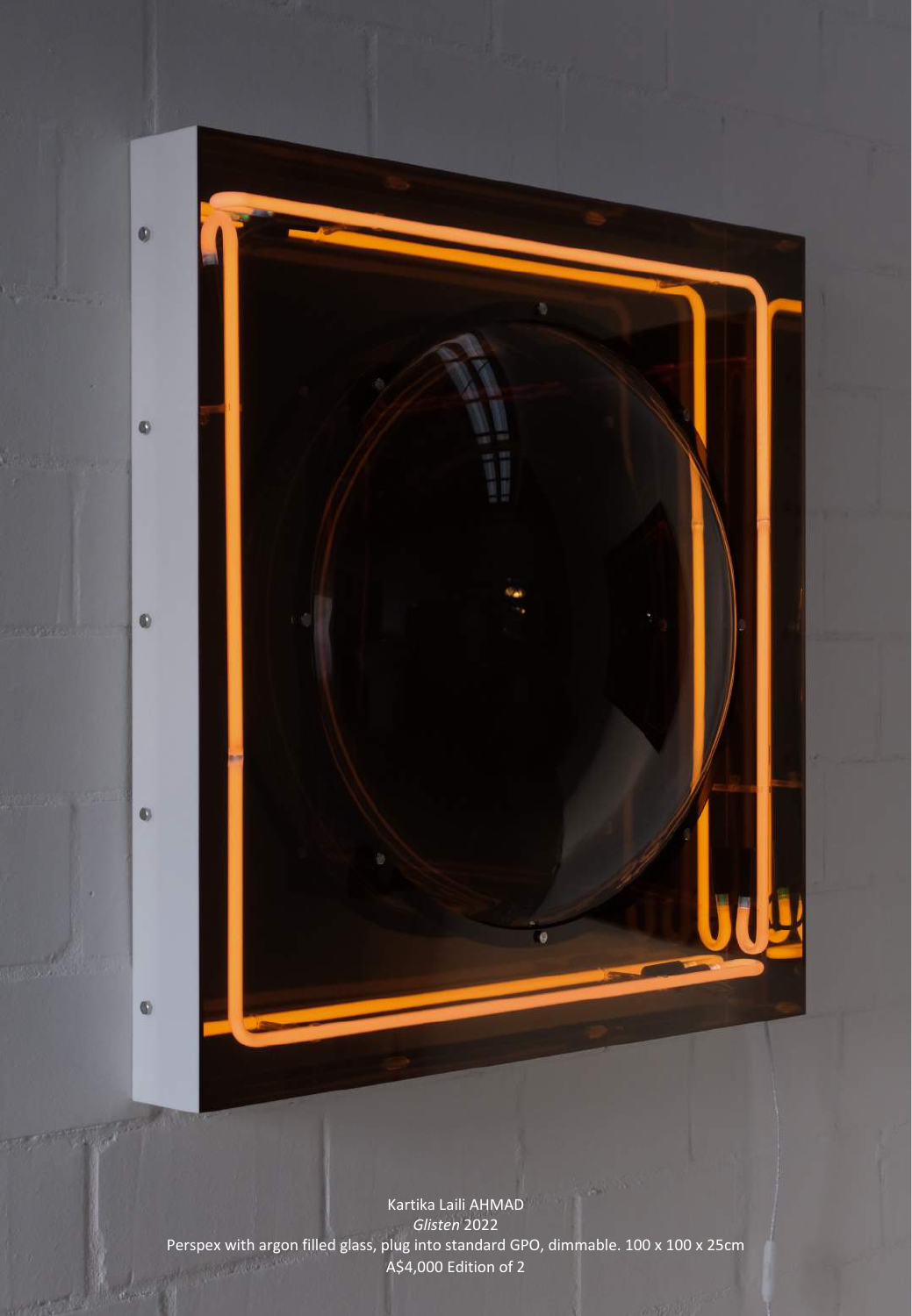Kartika Laili AHMAD

*Glisten* 2022

Perspex with argon filled glass, plug into standard GPO, dimmable. 100 x 100 x 25cm

A$4,000 Edition of 2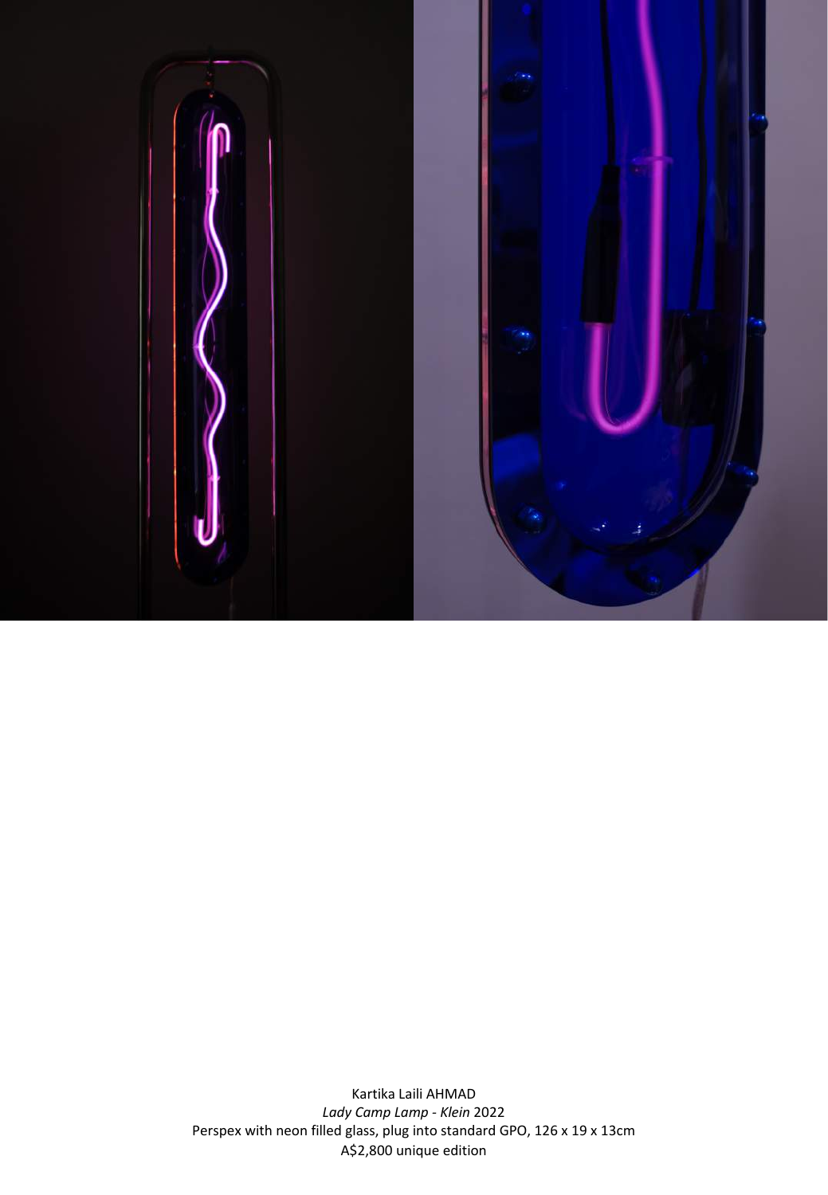Kartika Laili AHMAD

*Lady Camp Lamp - Klein* 2022

Perspex with neon filled glass, plug into standard GPO, 126 x 19 x 13cm

A$2,800 unique edition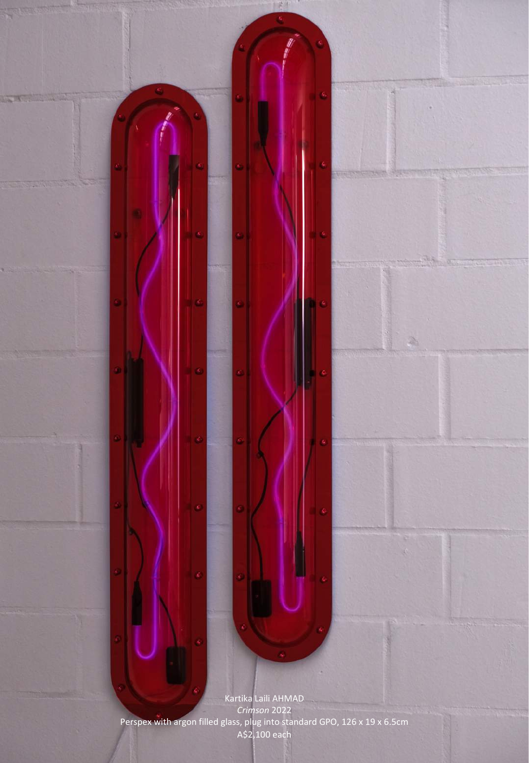Kartika Laili AHMAD
*Crimson* 2022
Perspex with argon filled glass, plug into standard GPO, 126 x 19 x 6.5cm
A$2,100 each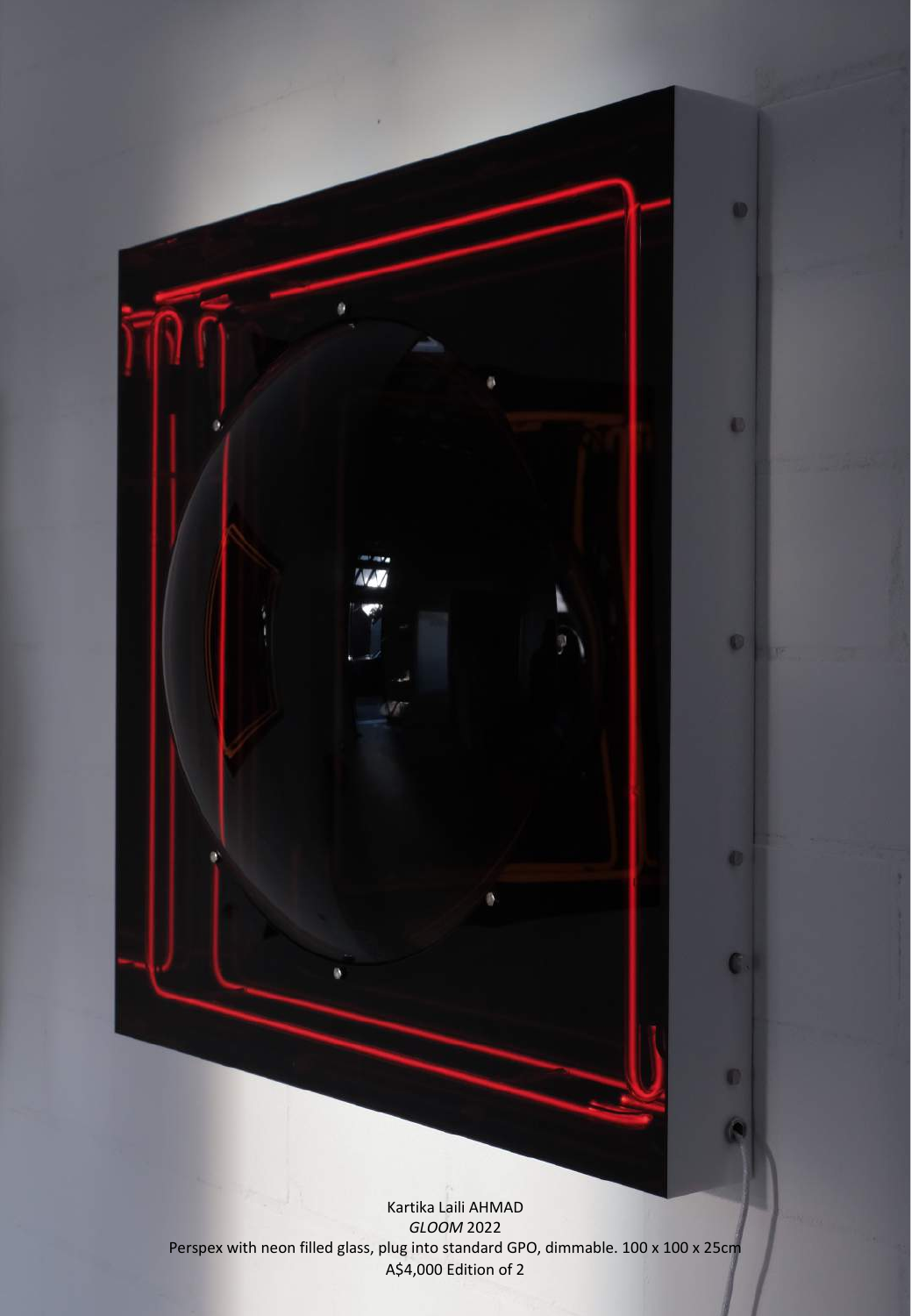Kartika Laili AHMAD

*GLOOM* 2022

Perspex with neon filled glass, plug into standard GPO, dimmable. 100 x 100 x 25cm

A$4,000 Edition of 2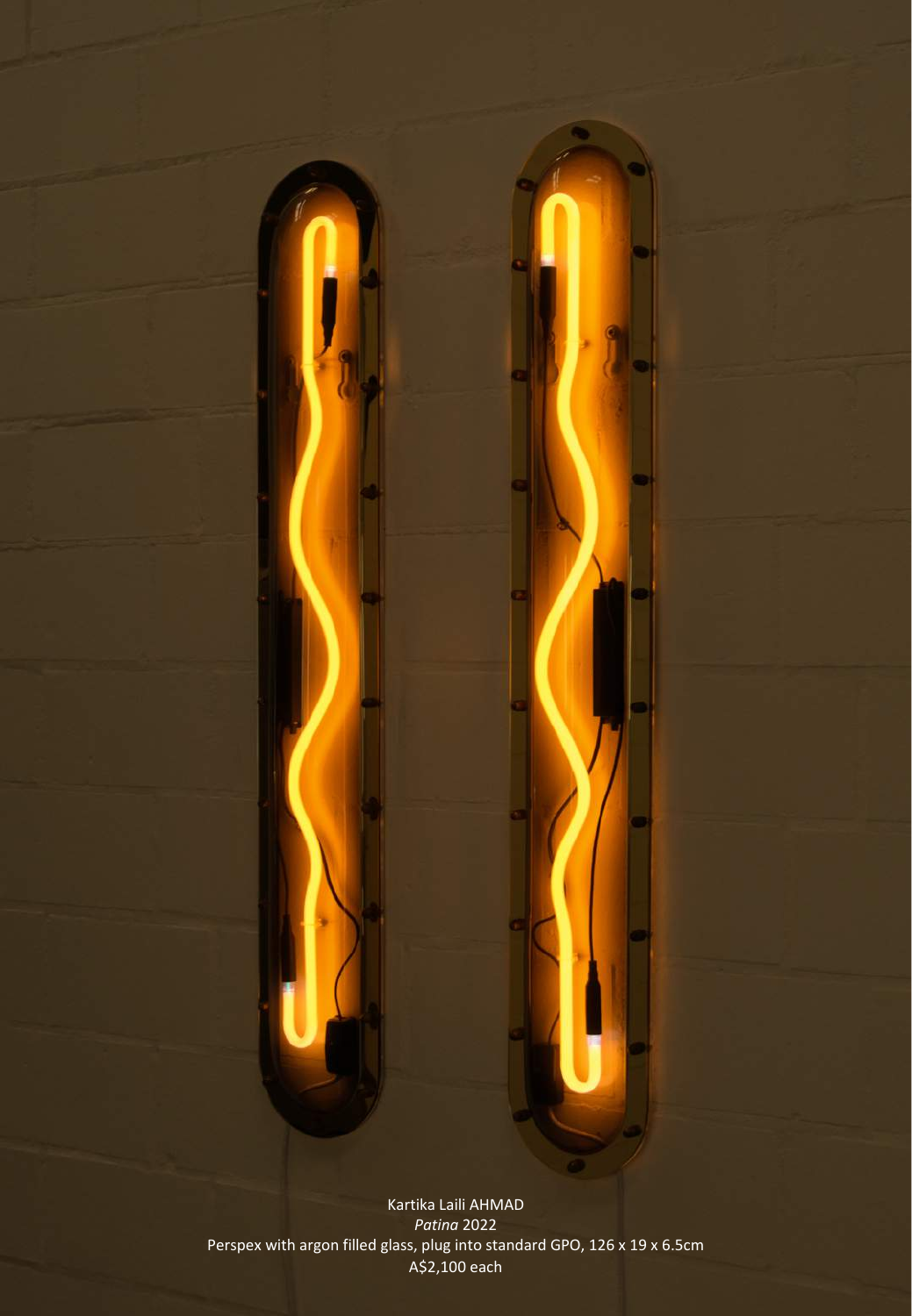Kartika Laili AHMAD
*Patina* 2022
Perspex with argon filled glass, plug into standard GPO, 126 x 19 x 6.5cm
A$2,100 each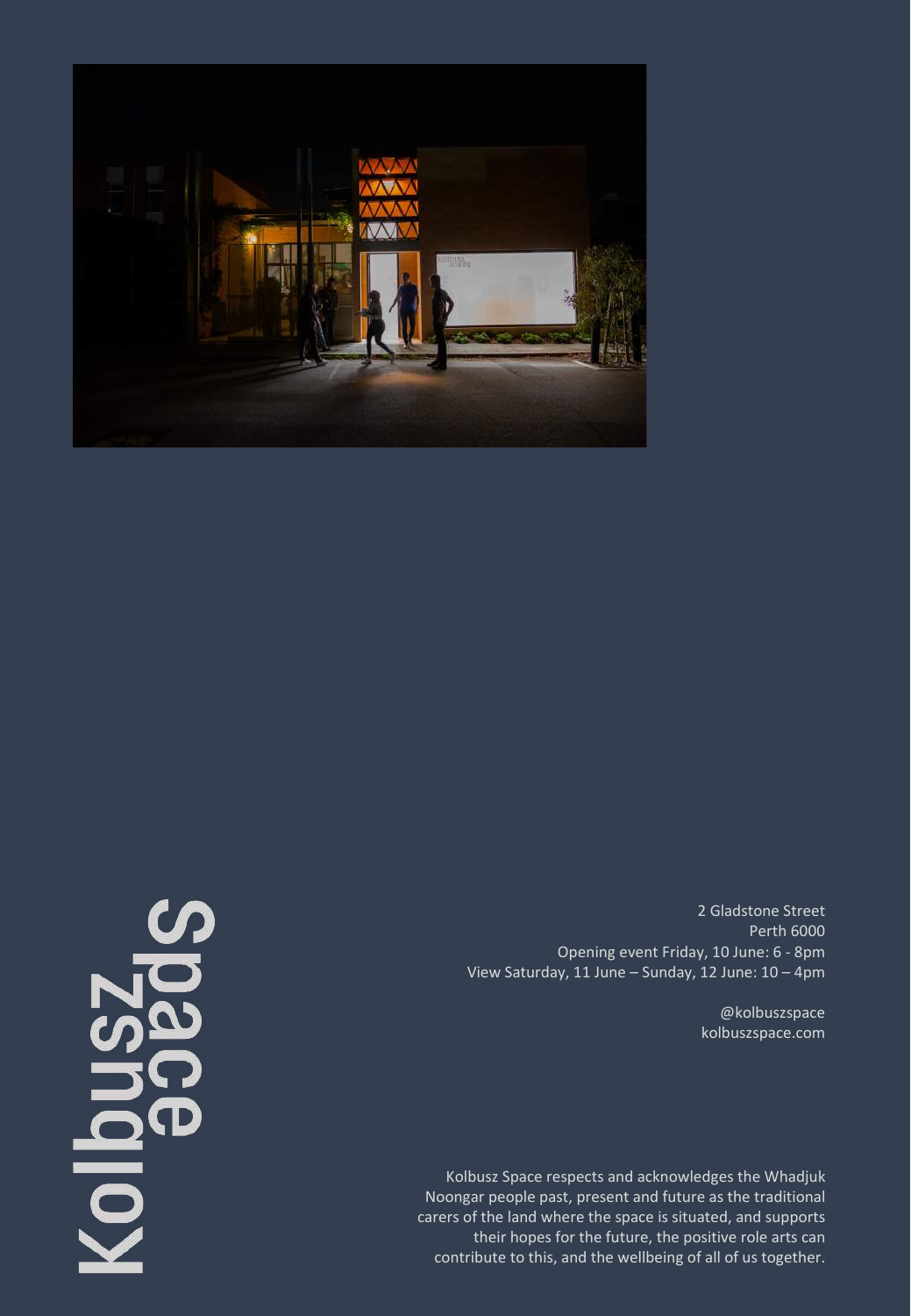Kolbusz Space

2 Gladstone Street
Perth 6000
Opening event Friday, 10 June: 6 - 8pm
View Saturday, 11 June – Sunday, 12 June: 10 – 4pm

@kolbuszspace
kolbuszspace.com

Kolbusz Space respects and acknowledges the Whadjuk Noongar people past, present and future as the traditional carers of the land where the space is situated, and supports their hopes for the future, the positive role arts can contribute to this, and the wellbeing of all of us together.